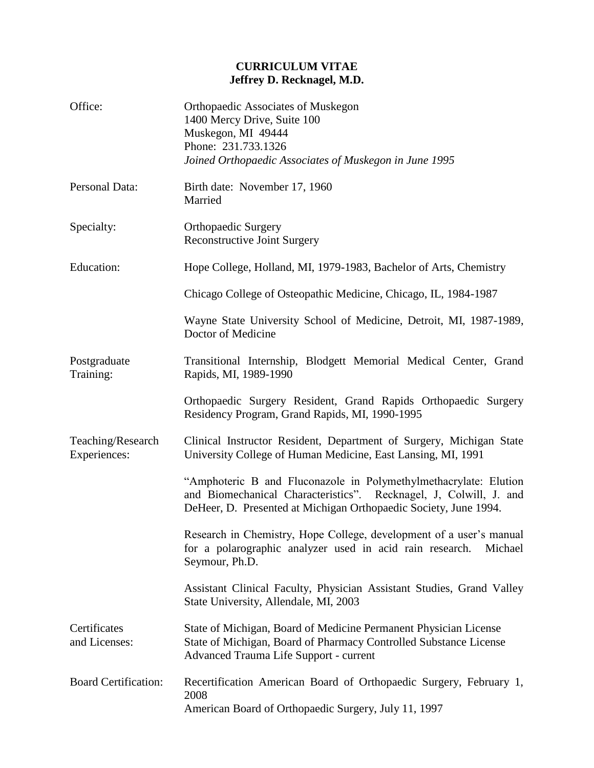# CURRICULUM VITAE
## Jeffrey D. Recknagel, M.D.

**Office:**
Orthopaedic Associates of Muskegon
1400 Mercy Drive, Suite 100
Muskegon, MI 49444
Phone: 231.733.1326
*Joined Orthopaedic Associates of Muskegon in June 1995*

**Personal Data:**
Birth date: November 17, 1960
Married

**Specialty:**
Orthopaedic Surgery
Reconstructive Joint Surgery

**Education:**
Hope College, Holland, MI, 1979-1983, Bachelor of Arts, Chemistry

Chicago College of Osteopathic Medicine, Chicago, IL, 1984-1987

Wayne State University School of Medicine, Detroit, MI, 1987-1989, Doctor of Medicine

**Postgraduate Training:**
Transitional Internship, Blodgett Memorial Medical Center, Grand Rapids, MI, 1989-1990

Orthopaedic Surgery Resident, Grand Rapids Orthopaedic Surgery Residency Program, Grand Rapids, MI, 1990-1995

**Teaching/Research Experiences:**
Clinical Instructor Resident, Department of Surgery, Michigan State University College of Human Medicine, East Lansing, MI, 1991

"Amphoteric B and Fluconazole in Polymethylmethacrylate: Elution and Biomechanical Characteristics". Recknagel, J, Colwill, J. and DeHeer, D. Presented at Michigan Orthopaedic Society, June 1994.

Research in Chemistry, Hope College, development of a user's manual for a polarographic analyzer used in acid rain research. Michael Seymour, Ph.D.

Assistant Clinical Faculty, Physician Assistant Studies, Grand Valley State University, Allendale, MI, 2003

**Certificates and Licenses:**
State of Michigan, Board of Medicine Permanent Physician License
State of Michigan, Board of Pharmacy Controlled Substance License
Advanced Trauma Life Support - current

**Board Certification:**
Recertification American Board of Orthopaedic Surgery, February 1, 2008
American Board of Orthopaedic Surgery, July 11, 1997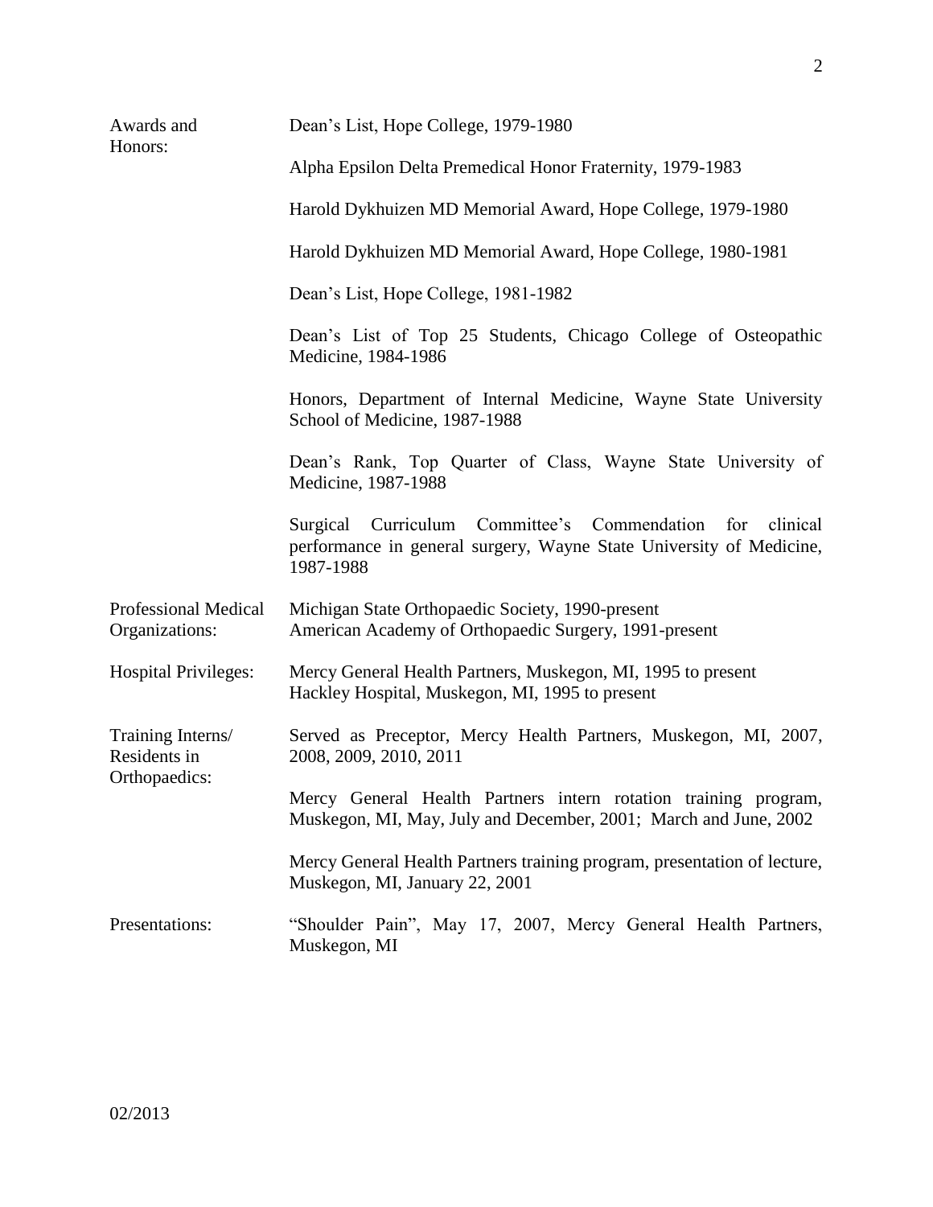**Awards and Honors:**

Dean's List, Hope College, 1979-1980

Alpha Epsilon Delta Premedical Honor Fraternity, 1979-1983

Harold Dykhuizen MD Memorial Award, Hope College, 1979-1980

Harold Dykhuizen MD Memorial Award, Hope College, 1980-1981

Dean's List, Hope College, 1981-1982

Dean's List of Top 25 Students, Chicago College of Osteopathic Medicine, 1984-1986

Honors, Department of Internal Medicine, Wayne State University School of Medicine, 1987-1988

Dean's Rank, Top Quarter of Class, Wayne State University of Medicine, 1987-1988

Surgical Curriculum Committee's Commendation for clinical performance in general surgery, Wayne State University of Medicine, 1987-1988

**Professional Medical Organizations:**

Michigan State Orthopaedic Society, 1990-present
American Academy of Orthopaedic Surgery, 1991-present

**Hospital Privileges:**

Mercy General Health Partners, Muskegon, MI, 1995 to present
Hackley Hospital, Muskegon, MI, 1995 to present

**Training Interns/ Residents in Orthopaedics:**

Served as Preceptor, Mercy Health Partners, Muskegon, MI, 2007, 2008, 2009, 2010, 2011

Mercy General Health Partners intern rotation training program, Muskegon, MI, May, July and December, 2001; March and June, 2002

Mercy General Health Partners training program, presentation of lecture, Muskegon, MI, January 22, 2001

**Presentations:**

"Shoulder Pain", May 17, 2007, Mercy General Health Partners, Muskegon, MI

02/2013